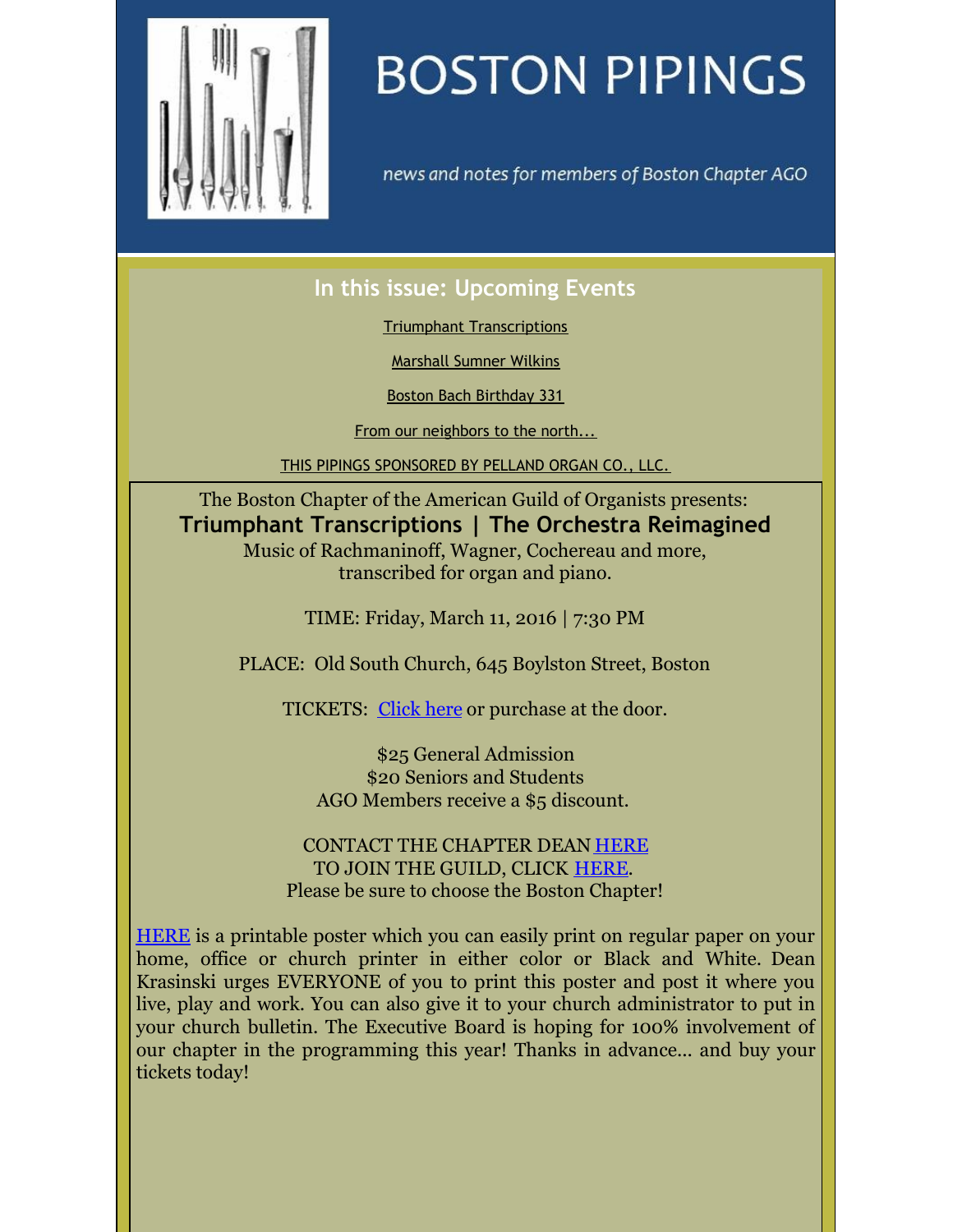# BOSTON PIPINGS

*news and notes for members of Boston Chapter AGO*

## In this issue: Upcoming Events

Triumphant Transcriptions

Marshall Sumner Wilkins

Boston Bach Birthday 331

From our neighbors to the north...

THIS PIPINGS SPONSORED BY PELLAND ORGAN CO., LLC.

The Boston Chapter of the American Guild of Organists presents:

**Triumphant Transcriptions | The Orchestra Reimagined**

Music of Rachmaninoff, Wagner, Cochereau and more, transcribed for organ and piano.

TIME: Friday, March 11, 2016 | 7:30 PM

PLACE: Old South Church, 645 Boylston Street, Boston

TICKETS: Click here or purchase at the door.

$25 General Admission
$20 Seniors and Students
AGO Members receive a $5 discount.

CONTACT THE CHAPTER DEAN HERE
TO JOIN THE GUILD, CLICK HERE.
Please be sure to choose the Boston Chapter!

HERE is a printable poster which you can easily print on regular paper on your home, office or church printer in either color or Black and White. Dean Krasinski urges EVERYONE of you to print this poster and post it where you live, play and work. You can also give it to your church administrator to put in your church bulletin. The Executive Board is hoping for 100% involvement of our chapter in the programming this year! Thanks in advance... and buy your tickets today!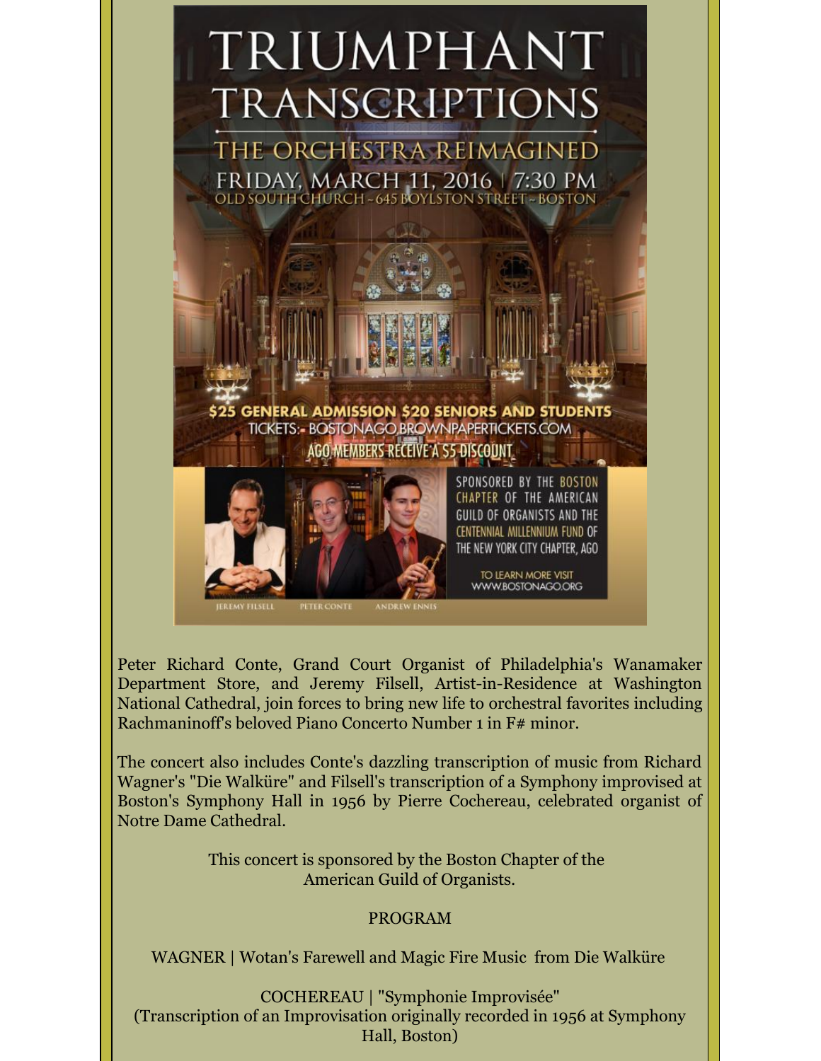# TRIUMPHANT TRANSCRIPTIONS

## THE ORCHESTRA REIMAGINED

FRIDAY, MARCH 11, 2016 | 7:30 PM

OLD SOUTH CHURCH ~ 645 BOYLSTON STREET ~ BOSTON

$25 GENERAL ADMISSION $20 SENIORS AND STUDENTS

TICKETS: BOSTONAGO.BROWNPAPERTICKETS.COM

AGO MEMBERS RECEIVE A $5 DISCOUNT

SPONSORED BY THE BOSTON CHAPTER OF THE AMERICAN GUILD OF ORGANISTS AND THE CENTENNIAL MILLENNIUM FUND OF THE NEW YORK CITY CHAPTER, AGO

TO LEARN MORE VISIT WWW.BOSTONAGO.ORG

JEREMY FILSELL    PETER CONTE    ANDREW ENNIS

Peter Richard Conte, Grand Court Organist of Philadelphia's Wanamaker Department Store, and Jeremy Filsell, Artist-in-Residence at Washington National Cathedral, join forces to bring new life to orchestral favorites including Rachmaninoff's beloved Piano Concerto Number 1 in F# minor.

The concert also includes Conte's dazzling transcription of music from Richard Wagner's "Die Walküre" and Filsell's transcription of a Symphony improvised at Boston's Symphony Hall in 1956 by Pierre Cochereau, celebrated organist of Notre Dame Cathedral.

This concert is sponsored by the Boston Chapter of the American Guild of Organists.

PROGRAM

WAGNER | Wotan's Farewell and Magic Fire Music from Die Walküre

COCHEREAU | "Symphonie Improvisée"
(Transcription of an Improvisation originally recorded in 1956 at Symphony Hall, Boston)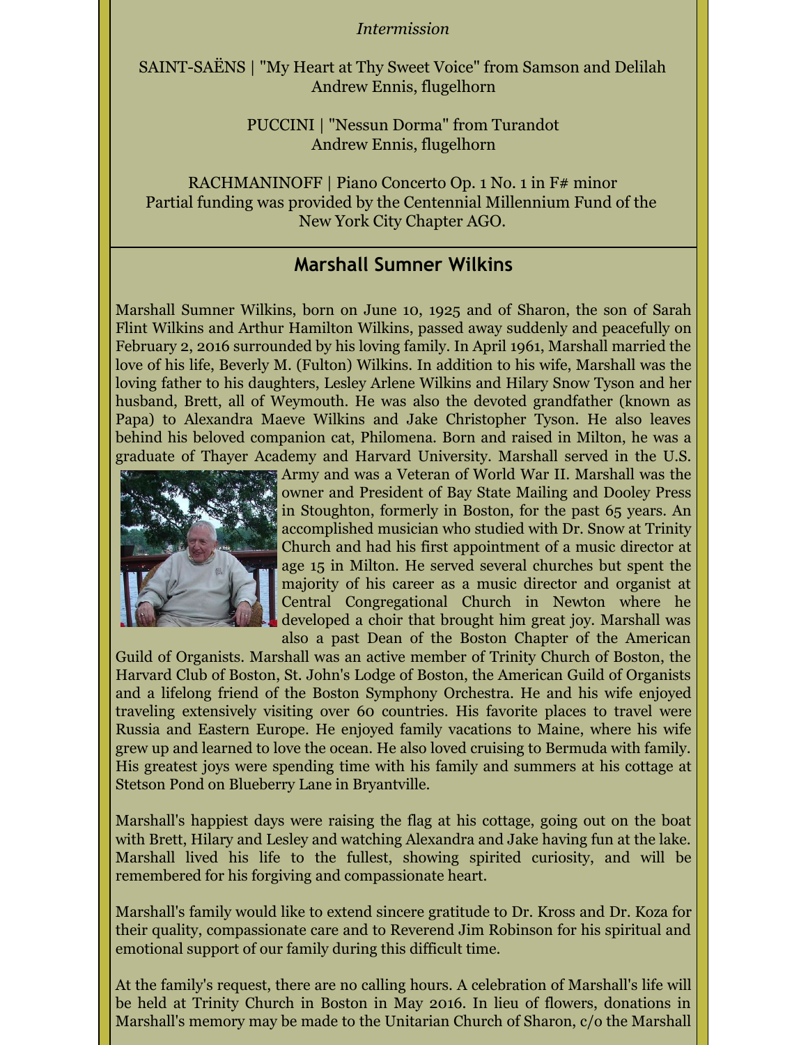*Intermission*

SAINT-SAËNS | "My Heart at Thy Sweet Voice" from Samson and Delilah
Andrew Ennis, flugelhorn

PUCCINI | "Nessun Dorma" from Turandot
Andrew Ennis, flugelhorn

RACHMANINOFF | Piano Concerto Op. 1 No. 1 in F# minor
Partial funding was provided by the Centennial Millennium Fund of the New York City Chapter AGO.

## Marshall Sumner Wilkins

Marshall Sumner Wilkins, born on June 10, 1925 and of Sharon, the son of Sarah Flint Wilkins and Arthur Hamilton Wilkins, passed away suddenly and peacefully on February 2, 2016 surrounded by his loving family. In April 1961, Marshall married the love of his life, Beverly M. (Fulton) Wilkins. In addition to his wife, Marshall was the loving father to his daughters, Lesley Arlene Wilkins and Hilary Snow Tyson and her husband, Brett, all of Weymouth. He was also the devoted grandfather (known as Papa) to Alexandra Maeve Wilkins and Jake Christopher Tyson. He also leaves behind his beloved companion cat, Philomena. Born and raised in Milton, he was a graduate of Thayer Academy and Harvard University. Marshall served in the U.S. Army and was a Veteran of World War II. Marshall was the owner and President of Bay State Mailing and Dooley Press in Stoughton, formerly in Boston, for the past 65 years. An accomplished musician who studied with Dr. Snow at Trinity Church and had his first appointment of a music director at age 15 in Milton. He served several churches but spent the majority of his career as a music director and organist at Central Congregational Church in Newton where he developed a choir that brought him great joy. Marshall was also a past Dean of the Boston Chapter of the American Guild of Organists. Marshall was an active member of Trinity Church of Boston, the Harvard Club of Boston, St. John's Lodge of Boston, the American Guild of Organists and a lifelong friend of the Boston Symphony Orchestra. He and his wife enjoyed traveling extensively visiting over 60 countries. His favorite places to travel were Russia and Eastern Europe. He enjoyed family vacations to Maine, where his wife grew up and learned to love the ocean. He also loved cruising to Bermuda with family. His greatest joys were spending time with his family and summers at his cottage at Stetson Pond on Blueberry Lane in Bryantville.

Marshall's happiest days were raising the flag at his cottage, going out on the boat with Brett, Hilary and Lesley and watching Alexandra and Jake having fun at the lake. Marshall lived his life to the fullest, showing spirited curiosity, and will be remembered for his forgiving and compassionate heart.

Marshall's family would like to extend sincere gratitude to Dr. Kross and Dr. Koza for their quality, compassionate care and to Reverend Jim Robinson for his spiritual and emotional support of our family during this difficult time.

At the family's request, there are no calling hours. A celebration of Marshall's life will be held at Trinity Church in Boston in May 2016. In lieu of flowers, donations in Marshall's memory may be made to the Unitarian Church of Sharon, c/o the Marshall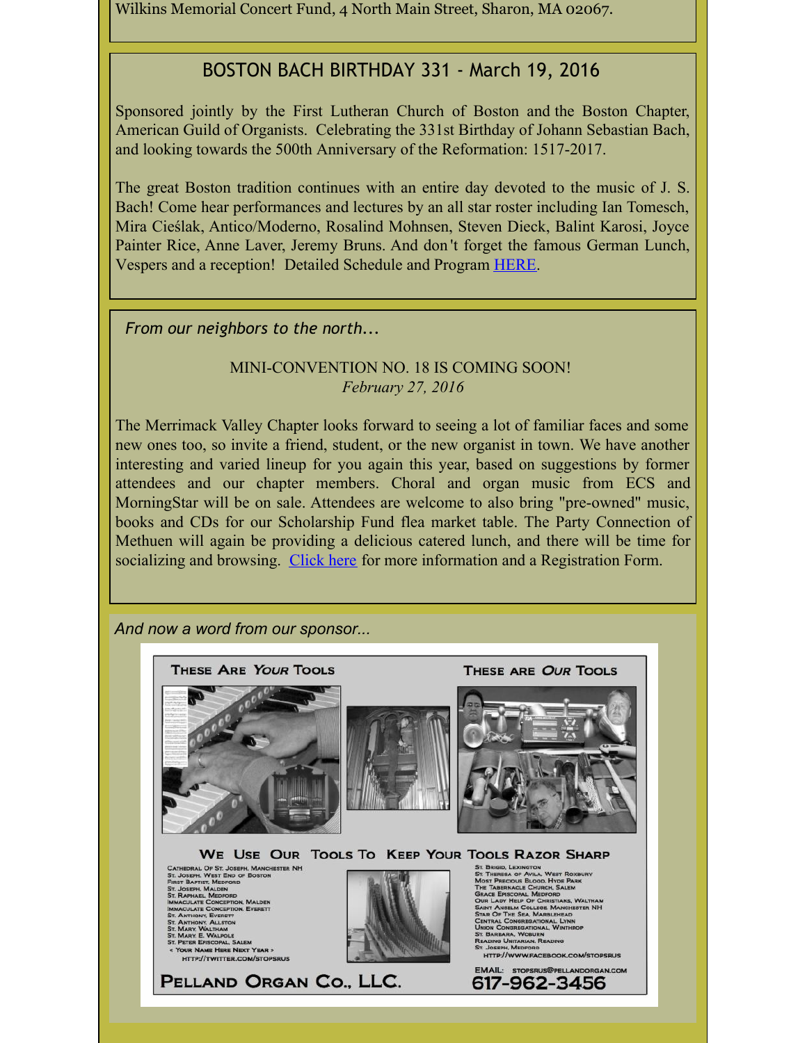Wilkins Memorial Concert Fund, 4 North Main Street, Sharon, MA 02067.

## BOSTON BACH BIRTHDAY 331 - March 19, 2016

Sponsored jointly by the First Lutheran Church of Boston and the Boston Chapter, American Guild of Organists. Celebrating the 331st Birthday of Johann Sebastian Bach, and looking towards the 500th Anniversary of the Reformation: 1517-2017.

The great Boston tradition continues with an entire day devoted to the music of J. S. Bach! Come hear performances and lectures by an all star roster including Ian Tomesch, Mira Cieślak, Antico/Moderno, Rosalind Mohnsen, Steven Dieck, Balint Karosi, Joyce Painter Rice, Anne Laver, Jeremy Bruns. And don't forget the famous German Lunch, Vespers and a reception! Detailed Schedule and Program HERE.

*From our neighbors to the north...*

MINI-CONVENTION NO. 18 IS COMING SOON!

*February 27, 2016*

The Merrimack Valley Chapter looks forward to seeing a lot of familiar faces and some new ones too, so invite a friend, student, or the new organist in town. We have another interesting and varied lineup for you again this year, based on suggestions by former attendees and our chapter members. Choral and organ music from ECS and MorningStar will be on sale. Attendees are welcome to also bring "pre-owned" music, books and CDs for our Scholarship Fund flea market table. The Party Connection of Methuen will again be providing a delicious catered lunch, and there will be time for socializing and browsing. Click here for more information and a Registration Form.

*And now a word from our sponsor...*

THESE ARE *YOUR* TOOLS

THESE ARE *OUR* TOOLS

WE USE OUR TOOLS TO KEEP YOUR TOOLS RAZOR SHARP

Cathedral Of St. Joseph, Manchester NH
St. Joseph, West End of Boston
First Baptist, Medford
St. Joseph, Malden
St. Raphael, Medford
Immaculate Conception, Malden
Immaculate Conception, Everett
St. Anthony, Everett
St. Anthony, Allston
St. Mary, Waltham
St. Mary E. Walpole
St. Peter Episcopal, Salem
< Your Name Here Next Year >
http://twitter.com/stopsrus

St. Brigid, Lexington
St. Theresa of Avila, West Roxbury
Most Precious Blood, Hyde Park
The Tabernacle Church, Salem
Grace Episcopal, Medford
Our Lady Help Of Christians, Waltham
Saint Anselm College, Manchester NH
Star Of The Sea, Marblehead
Central Congregational, Lynn
Union Congregational, Winthrop
St. Barbara, Woburn
Reading Unitarian, Reading
St. Joseph, Medford
http://www.facebook.com/stopsrus

PELLAND ORGAN CO., LLC.

EMAIL: stopsrus@pellandorgan.com
617-962-3456